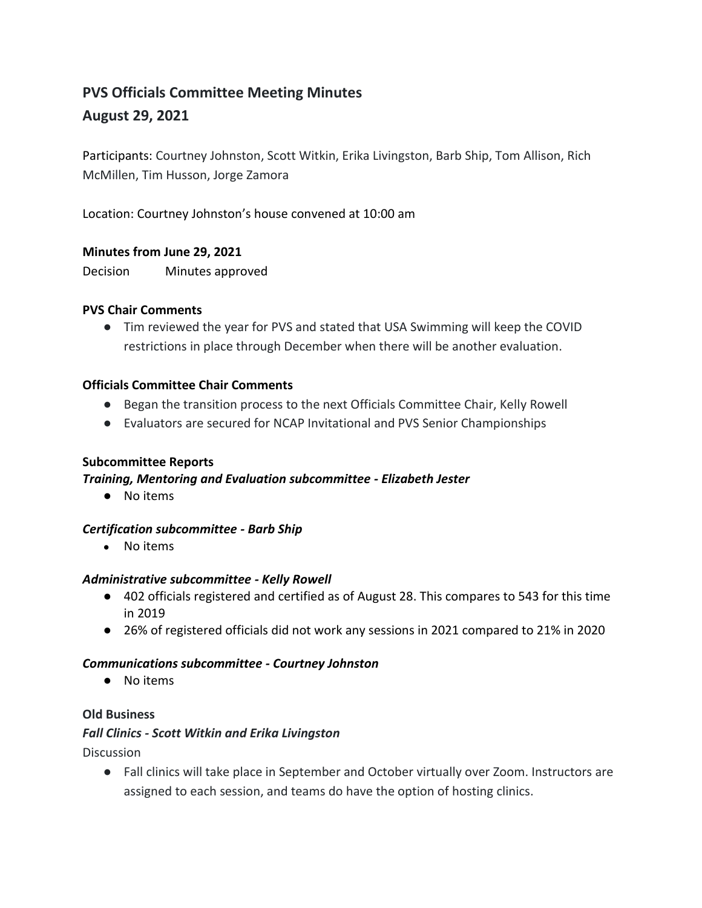# PVS Officials Committee Meeting Minutes
## August 29, 2021

Participants: Courtney Johnston, Scott Witkin, Erika Livingston, Barb Ship, Tom Allison, Rich McMillen, Tim Husson, Jorge Zamora

Location: Courtney Johnston's house convened at 10:00 am

### Minutes from June 29, 2021

Decision Minutes approved

### PVS Chair Comments

- Tim reviewed the year for PVS and stated that USA Swimming will keep the COVID restrictions in place through December when there will be another evaluation.

### Officials Committee Chair Comments

- Began the transition process to the next Officials Committee Chair, Kelly Rowell
- Evaluators are secured for NCAP Invitational and PVS Senior Championships

### Subcommittee Reports

***Training, Mentoring and Evaluation subcommittee - Elizabeth Jester***

- No items

***Certification subcommittee - Barb Ship***

- No items

***Administrative subcommittee - Kelly Rowell***

- 402 officials registered and certified as of August 28. This compares to 543 for this time in 2019
- 26% of registered officials did not work any sessions in 2021 compared to 21% in 2020

***Communications subcommittee - Courtney Johnston***

- No items

### Old Business

***Fall Clinics - Scott Witkin and Erika Livingston***

Discussion

- Fall clinics will take place in September and October virtually over Zoom. Instructors are assigned to each session, and teams do have the option of hosting clinics.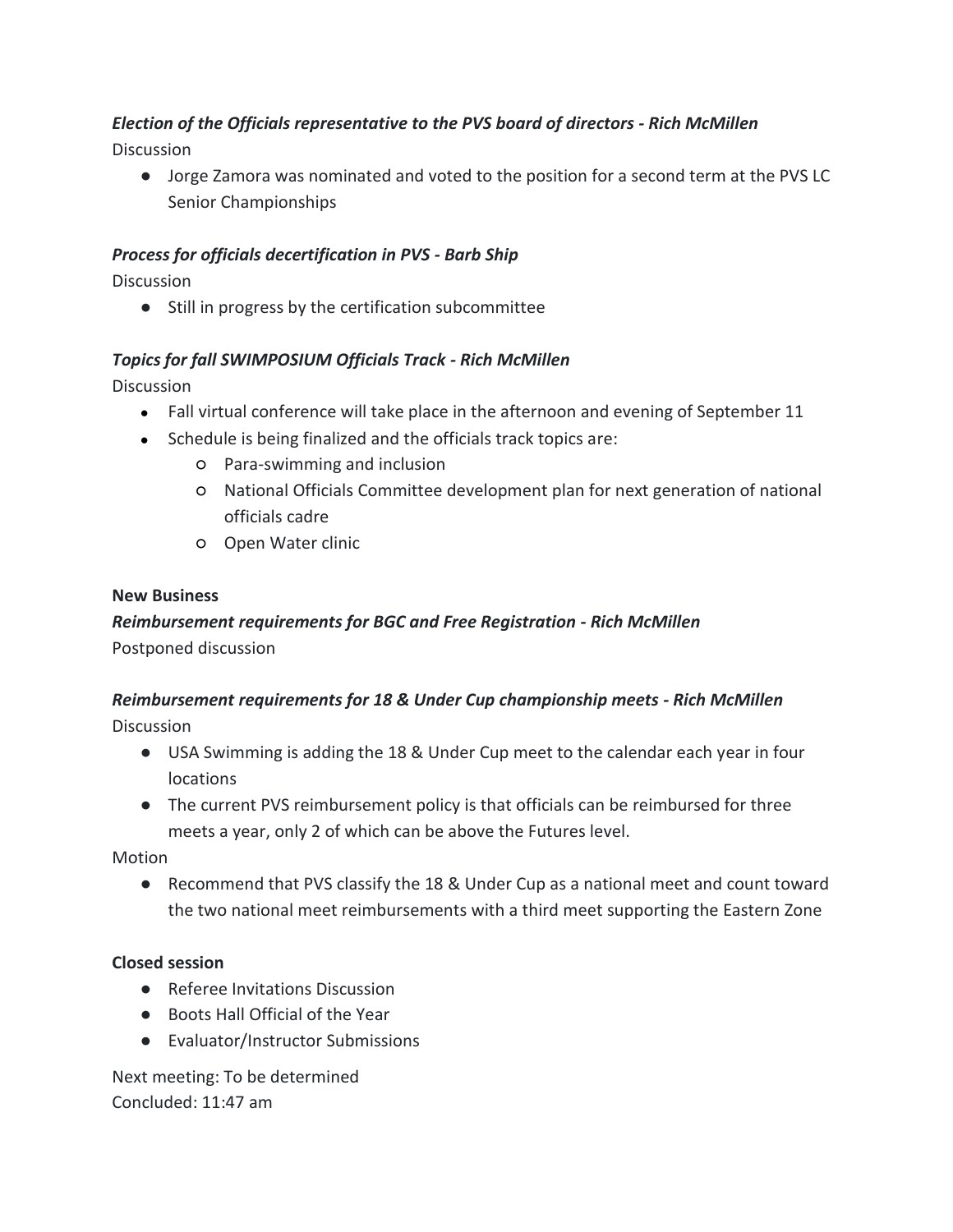*Election of the Officials representative to the PVS board of directors - Rich McMillen*

Discussion

- Jorge Zamora was nominated and voted to the position for a second term at the PVS LC Senior Championships

*Process for officials decertification in PVS - Barb Ship*

Discussion

- Still in progress by the certification subcommittee

*Topics for fall SWIMPOSIUM Officials Track - Rich McMillen*

Discussion

- Fall virtual conference will take place in the afternoon and evening of September 11
- Schedule is being finalized and the officials track topics are:
  - Para-swimming and inclusion
  - National Officials Committee development plan for next generation of national officials cadre
  - Open Water clinic

**New Business**

*Reimbursement requirements for BGC and Free Registration - Rich McMillen*

Postponed discussion

*Reimbursement requirements for 18 & Under Cup championship meets - Rich McMillen*

Discussion

- USA Swimming is adding the 18 & Under Cup meet to the calendar each year in four locations
- The current PVS reimbursement policy is that officials can be reimbursed for three meets a year, only 2 of which can be above the Futures level.

Motion

- Recommend that PVS classify the 18 & Under Cup as a national meet and count toward the two national meet reimbursements with a third meet supporting the Eastern Zone

**Closed session**

- Referee Invitations Discussion
- Boots Hall Official of the Year
- Evaluator/Instructor Submissions

Next meeting: To be determined

Concluded: 11:47 am